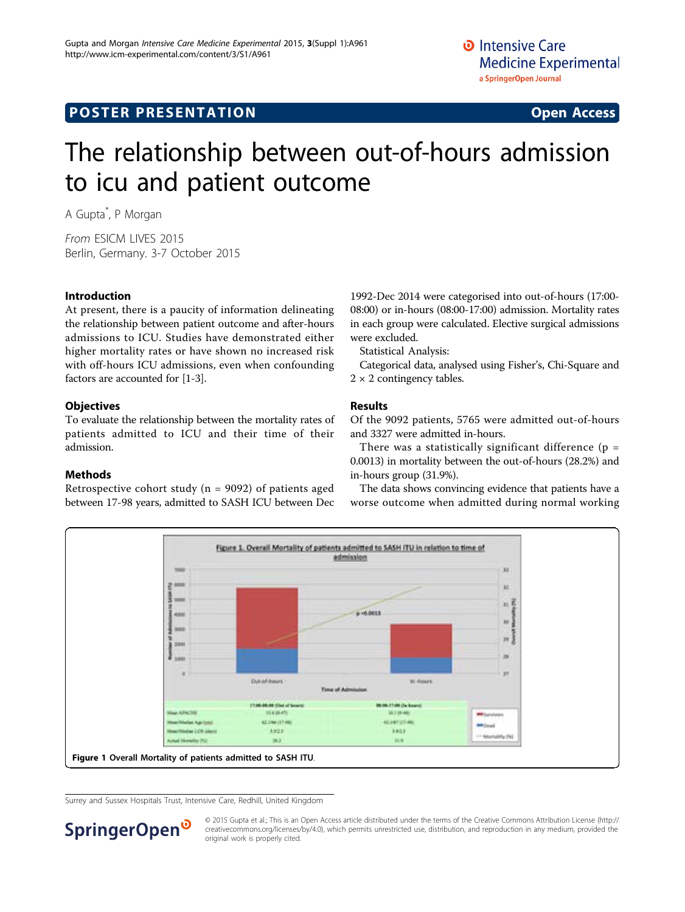## POSTER PRESENTATION

Open Access

# The relationship between out-of-hours admission to icu and patient outcome

A Gupta*, P Morgan

*From* ESICM LIVES 2015
Berlin, Germany. 3-7 October 2015

### Introduction

At present, there is a paucity of information delineating the relationship between patient outcome and after-hours admissions to ICU. Studies have demonstrated either higher mortality rates or have shown no increased risk with off-hours ICU admissions, even when confounding factors are accounted for [1-3].

### Objectives

To evaluate the relationship between the mortality rates of patients admitted to ICU and their time of their admission.

### Methods

Retrospective cohort study (n = 9092) of patients aged between 17-98 years, admitted to SASH ICU between Dec 1992-Dec 2014 were categorised into out-of-hours (17:00-08:00) or in-hours (08:00-17:00) admission. Mortality rates in each group were calculated. Elective surgical admissions were excluded.

Statistical Analysis:

Categorical data, analysed using Fisher's, Chi-Square and 2 × 2 contingency tables.

### Results

Of the 9092 patients, 5765 were admitted out-of-hours and 3327 were admitted in-hours.

There was a statistically significant difference (p = 0.0013) in mortality between the out-of-hours (28.2%) and in-hours group (31.9%).

The data shows convincing evidence that patients have a worse outcome when admitted during normal working

**Figure 1** Overall Mortality of patients admitted to SASH ITU.

Surrey and Sussex Hospitals Trust, Intensive Care, Redhill, United Kingdom

© 2015 Gupta et al.; This is an Open Access article distributed under the terms of the Creative Commons Attribution License (http://creativecommons.org/licenses/by/4.0), which permits unrestricted use, distribution, and reproduction in any medium, provided the original work is properly cited.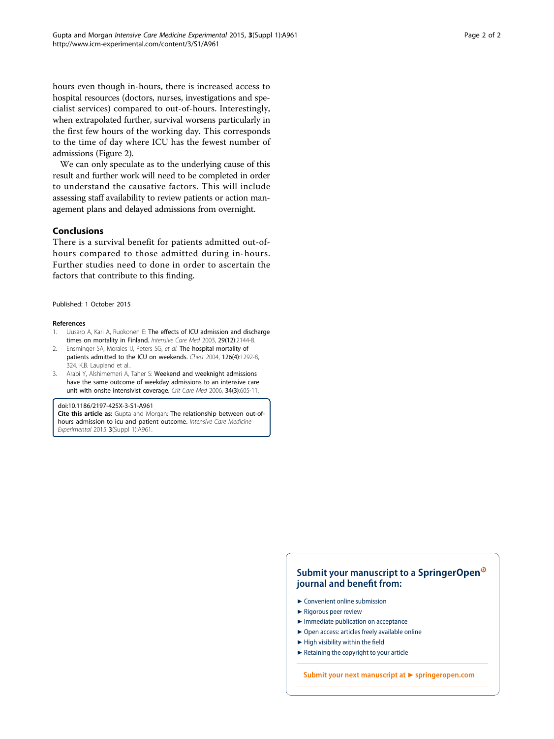hours even though in-hours, there is increased access to hospital resources (doctors, nurses, investigations and specialist services) compared to out-of-hours. Interestingly, when extrapolated further, survival worsens particularly in the first few hours of the working day. This corresponds to the time of day where ICU has the fewest number of admissions (Figure 2).

We can only speculate as to the underlying cause of this result and further work will need to be completed in order to understand the causative factors. This will include assessing staff availability to review patients or action management plans and delayed admissions from overnight.

## Conclusions

There is a survival benefit for patients admitted out-of-hours compared to those admitted during in-hours. Further studies need to done in order to ascertain the factors that contribute to this finding.

Published: 1 October 2015

### References

1. Uusaro A, Kari A, Ruokonen E: **The effects of ICU admission and discharge times on mortality in Finland.** *Intensive Care Med* 2003, **29(12)**:2144-8.
2. Ensminger SA, Morales IJ, Peters SG, *et al*: **The hospital mortality of patients admitted to the ICU on weekends.** *Chest* 2004, **126(4)**:1292-8, 324. K.B. Laupland et al..
3. Arabi Y, Alshimemeri A, Taher S: **Weekend and weeknight admissions have the same outcome of weekday admissions to an intensive care unit with onsite intensivist coverage.** *Crit Care Med* 2006, **34(3)**:605-11.

doi:10.1186/2197-425X-3-S1-A961
**Cite this article as:** Gupta and Morgan: The relationship between out-of-hours admission to icu and patient outcome. *Intensive Care Medicine Experimental* 2015 **3**(Suppl 1):A961.

**Submit your manuscript to a SpringerOpen journal and benefit from:**

- ► Convenient online submission
- ► Rigorous peer review
- ► Immediate publication on acceptance
- ► Open access: articles freely available online
- ► High visibility within the field
- ► Retaining the copyright to your article

**Submit your next manuscript at ► springeropen.com**